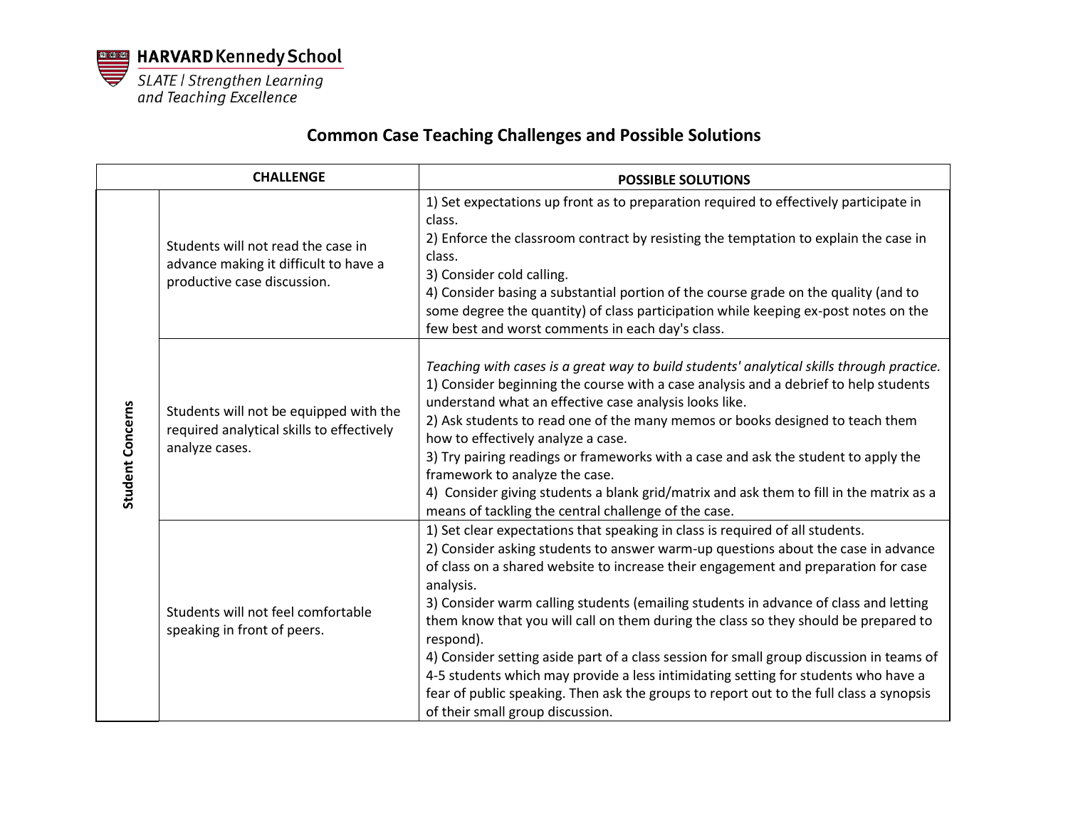HARVARD Kennedy School

SLATE | Strengthen Learning and Teaching Excellence

# Common Case Teaching Challenges and Possible Solutions

| CHALLENGE | | POSSIBLE SOLUTIONS |
|---|---|---|
| **Student Concerns** | Students will not read the case in advance making it difficult to have a productive case discussion. | 1) Set expectations up front as to preparation required to effectively participate in class.<br>2) Enforce the classroom contract by resisting the temptation to explain the case in class.<br>3) Consider cold calling.<br>4) Consider basing a substantial portion of the course grade on the quality (and to some degree the quantity) of class participation while keeping ex-post notes on the few best and worst comments in each day's class. |
| | Students will not be equipped with the required analytical skills to effectively analyze cases. | *Teaching with cases is a great way to build students' analytical skills through practice.*<br>1) Consider beginning the course with a case analysis and a debrief to help students understand what an effective case analysis looks like.<br>2) Ask students to read one of the many memos or books designed to teach them how to effectively analyze a case.<br>3) Try pairing readings or frameworks with a case and ask the student to apply the framework to analyze the case.<br>4) Consider giving students a blank grid/matrix and ask them to fill in the matrix as a means of tackling the central challenge of the case. |
| | Students will not feel comfortable speaking in front of peers. | 1) Set clear expectations that speaking in class is required of all students.<br>2) Consider asking students to answer warm-up questions about the case in advance of class on a shared website to increase their engagement and preparation for case analysis.<br>3) Consider warm calling students (emailing students in advance of class and letting them know that you will call on them during the class so they should be prepared to respond).<br>4) Consider setting aside part of a class session for small group discussion in teams of 4-5 students which may provide a less intimidating setting for students who have a fear of public speaking. Then ask the groups to report out to the full class a synopsis of their small group discussion. |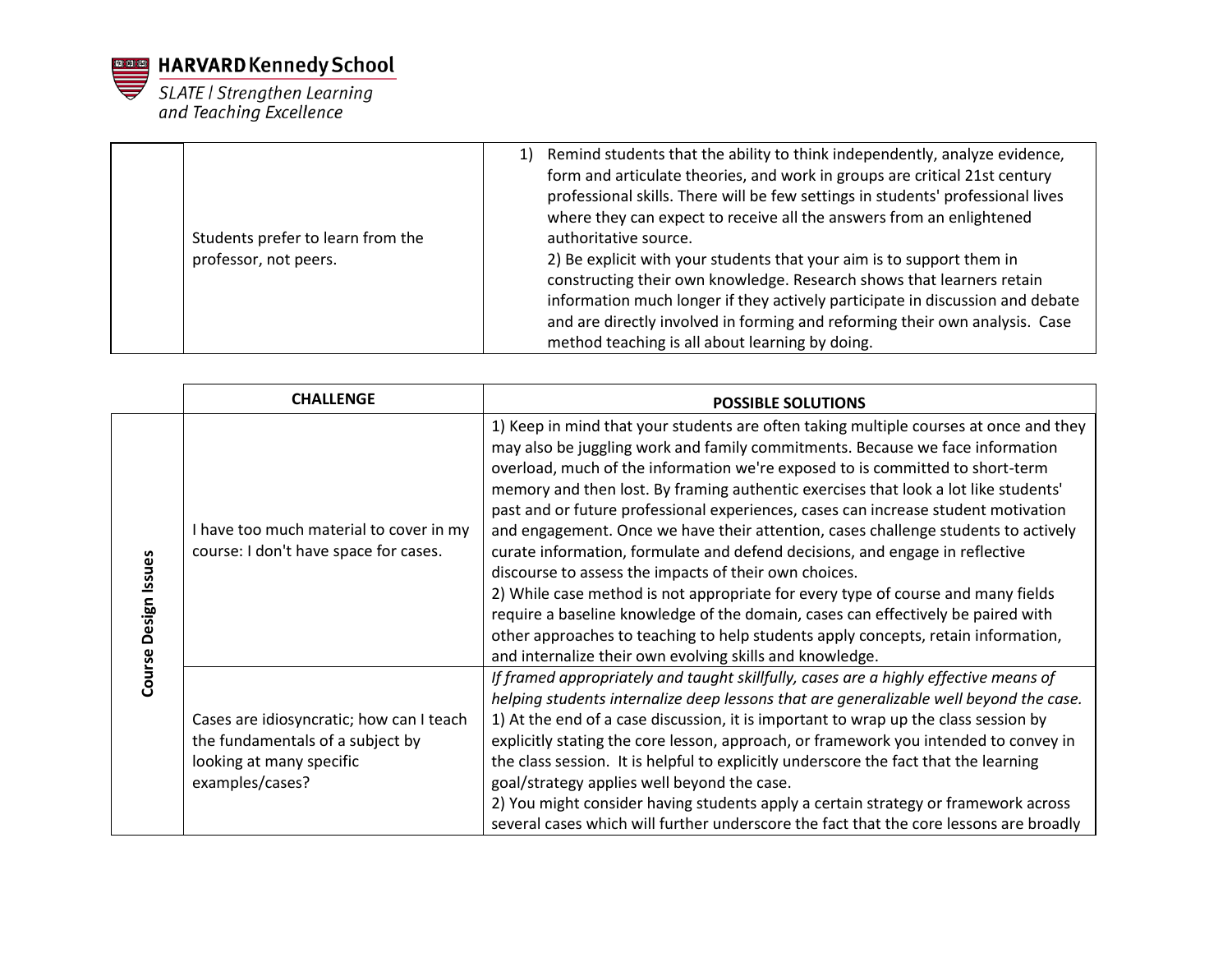| | | |
|---|---|---|
| | Students prefer to learn from the professor, not peers. | 1) Remind students that the ability to think independently, analyze evidence, form and articulate theories, and work in groups are critical 21st century professional skills. There will be few settings in students' professional lives where they can expect to receive all the answers from an enlightened authoritative source.<br>2) Be explicit with your students that your aim is to support them in constructing their own knowledge. Research shows that learners retain information much longer if they actively participate in discussion and debate and are directly involved in forming and reforming their own analysis. Case method teaching is all about learning by doing. |

| | CHALLENGE | POSSIBLE SOLUTIONS |
|---|---|---|
| **Course Design Issues** | I have too much material to cover in my course: I don't have space for cases. | 1) Keep in mind that your students are often taking multiple courses at once and they may also be juggling work and family commitments. Because we face information overload, much of the information we're exposed to is committed to short-term memory and then lost. By framing authentic exercises that look a lot like students' past and or future professional experiences, cases can increase student motivation and engagement. Once we have their attention, cases challenge students to actively curate information, formulate and defend decisions, and engage in reflective discourse to assess the impacts of their own choices.<br>2) While case method is not appropriate for every type of course and many fields require a baseline knowledge of the domain, cases can effectively be paired with other approaches to teaching to help students apply concepts, retain information, and internalize their own evolving skills and knowledge. |
| | Cases are idiosyncratic; how can I teach the fundamentals of a subject by looking at many specific examples/cases? | *If framed appropriately and taught skillfully, cases are a highly effective means of helping students internalize deep lessons that are generalizable well beyond the case.*<br>1) At the end of a case discussion, it is important to wrap up the class session by explicitly stating the core lesson, approach, or framework you intended to convey in the class session. It is helpful to explicitly underscore the fact that the learning goal/strategy applies well beyond the case.<br>2) You might consider having students apply a certain strategy or framework across several cases which will further underscore the fact that the core lessons are broadly |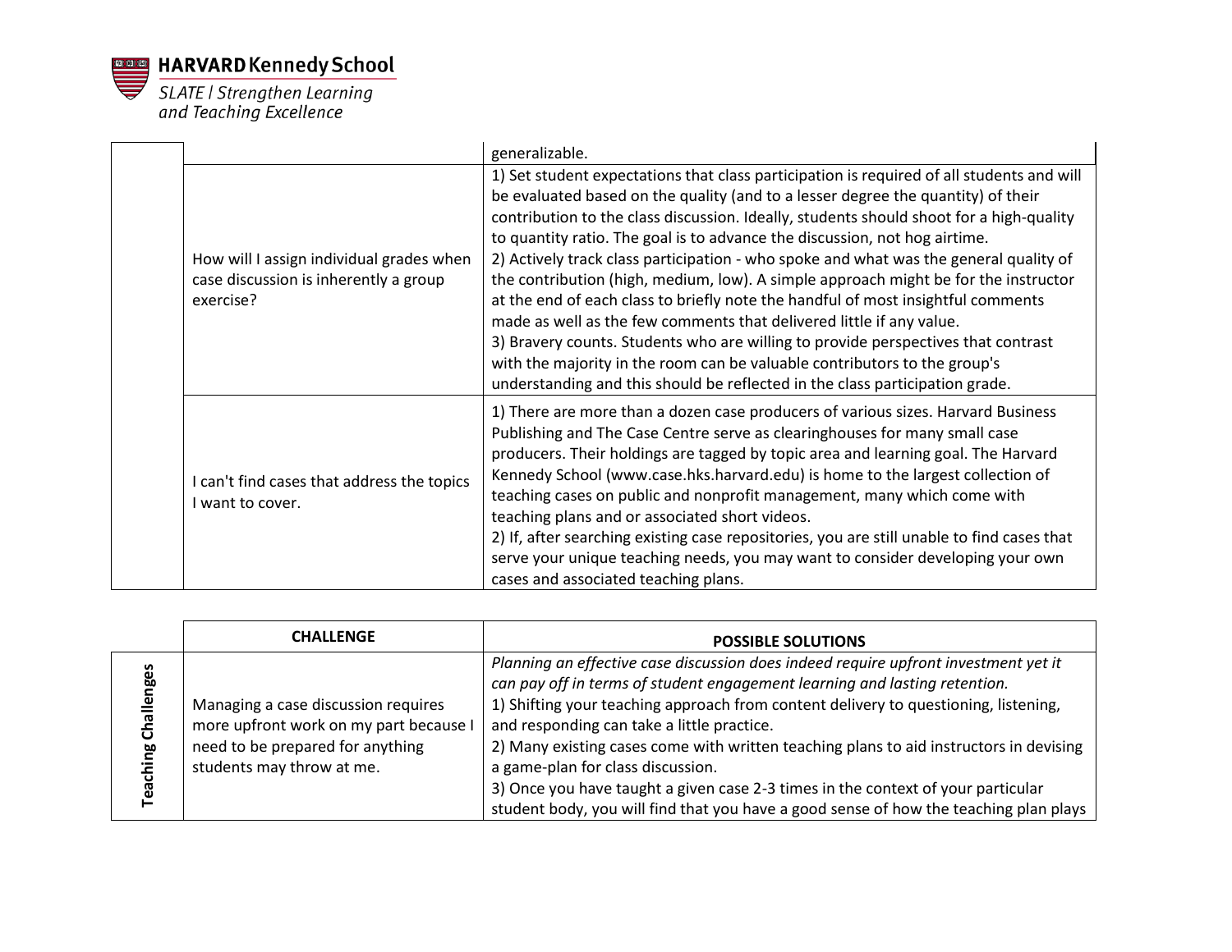| | | |
|---|---|---|
| | | generalizable. |
| | How will I assign individual grades when case discussion is inherently a group exercise? | 1) Set student expectations that class participation is required of all students and will be evaluated based on the quality (and to a lesser degree the quantity) of their contribution to the class discussion. Ideally, students should shoot for a high-quality to quantity ratio. The goal is to advance the discussion, not hog airtime.<br>2) Actively track class participation - who spoke and what was the general quality of the contribution (high, medium, low). A simple approach might be for the instructor at the end of each class to briefly note the handful of most insightful comments made as well as the few comments that delivered little if any value.<br>3) Bravery counts. Students who are willing to provide perspectives that contrast with the majority in the room can be valuable contributors to the group's understanding and this should be reflected in the class participation grade. |
| | I can't find cases that address the topics I want to cover. | 1) There are more than a dozen case producers of various sizes. Harvard Business Publishing and The Case Centre serve as clearinghouses for many small case producers. Their holdings are tagged by topic area and learning goal. The Harvard Kennedy School (www.case.hks.harvard.edu) is home to the largest collection of teaching cases on public and nonprofit management, many which come with teaching plans and or associated short videos.<br>2) If, after searching existing case repositories, you are still unable to find cases that serve your unique teaching needs, you may want to consider developing your own cases and associated teaching plans. |

| | CHALLENGE | POSSIBLE SOLUTIONS |
|---|---|---|
| **Teaching Challenges** | Managing a case discussion requires more upfront work on my part because I need to be prepared for anything students may throw at me. | *Planning an effective case discussion does indeed require upfront investment yet it can pay off in terms of student engagement learning and lasting retention.*<br>1) Shifting your teaching approach from content delivery to questioning, listening, and responding can take a little practice.<br>2) Many existing cases come with written teaching plans to aid instructors in devising a game-plan for class discussion.<br>3) Once you have taught a given case 2-3 times in the context of your particular student body, you will find that you have a good sense of how the teaching plan plays |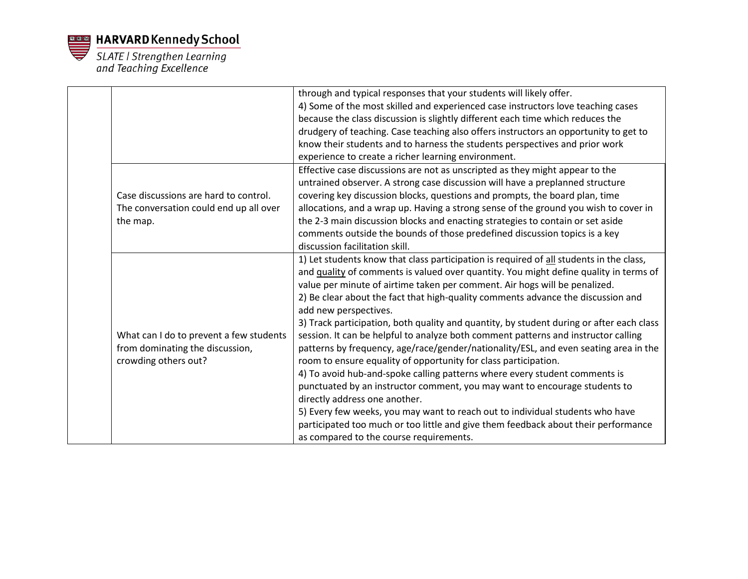| | | |
|---|---|---|
| | | through and typical responses that your students will likely offer.<br>4) Some of the most skilled and experienced case instructors love teaching cases because the class discussion is slightly different each time which reduces the drudgery of teaching. Case teaching also offers instructors an opportunity to get to know their students and to harness the students perspectives and prior work experience to create a richer learning environment. |
| | Case discussions are hard to control. The conversation could end up all over the map. | Effective case discussions are not as unscripted as they might appear to the untrained observer. A strong case discussion will have a preplanned structure covering key discussion blocks, questions and prompts, the board plan, time allocations, and a wrap up. Having a strong sense of the ground you wish to cover in the 2-3 main discussion blocks and enacting strategies to contain or set aside comments outside the bounds of those predefined discussion topics is a key discussion facilitation skill. |
| | What can I do to prevent a few students from dominating the discussion, crowding others out? | 1) Let students know that class participation is required of <u>all</u> students in the class, and <u>quality</u> of comments is valued over quantity. You might define quality in terms of value per minute of airtime taken per comment. Air hogs will be penalized.<br>2) Be clear about the fact that high-quality comments advance the discussion and add new perspectives.<br>3) Track participation, both quality and quantity, by student during or after each class session. It can be helpful to analyze both comment patterns and instructor calling patterns by frequency, age/race/gender/nationality/ESL, and even seating area in the room to ensure equality of opportunity for class participation.<br>4) To avoid hub-and-spoke calling patterns where every student comments is punctuated by an instructor comment, you may want to encourage students to directly address one another.<br>5) Every few weeks, you may want to reach out to individual students who have participated too much or too little and give them feedback about their performance as compared to the course requirements. |